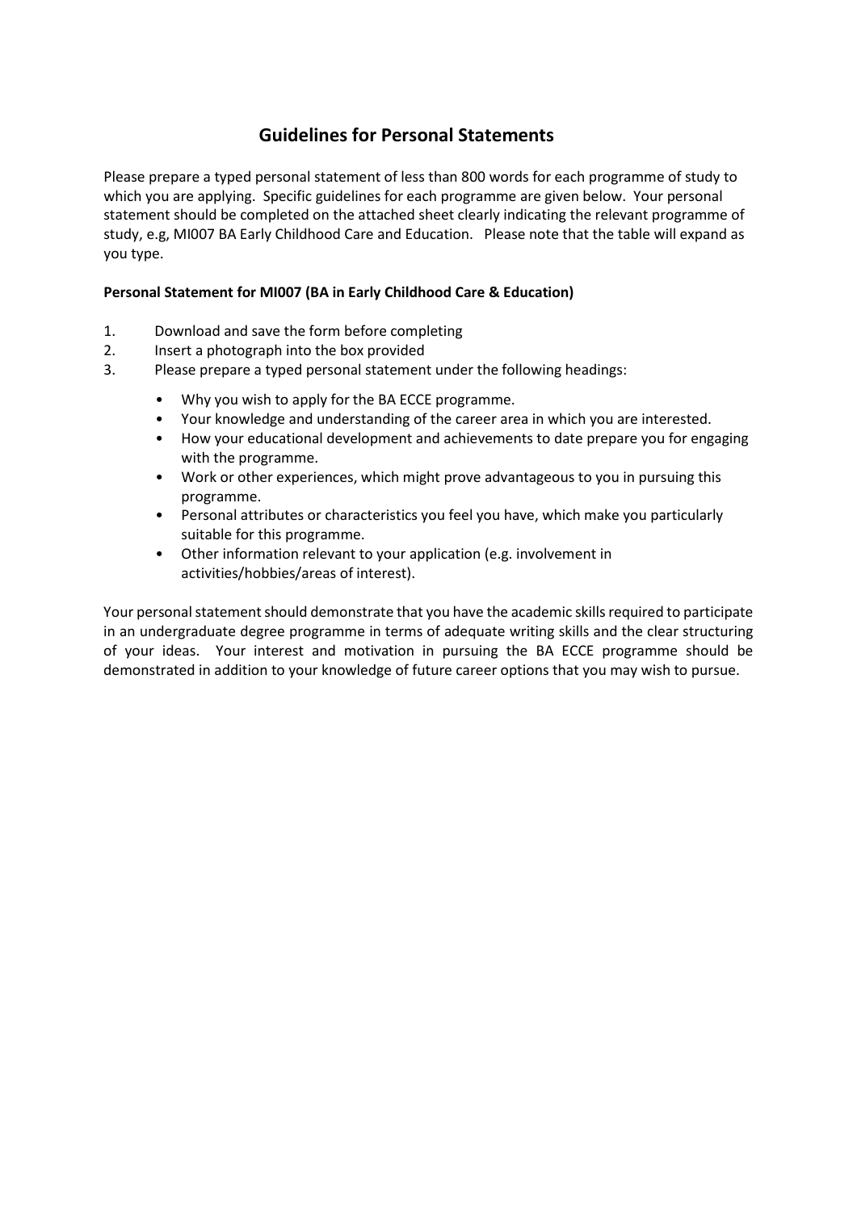# Guidelines for Personal Statements

Please prepare a typed personal statement of less than 800 words for each programme of study to which you are applying. Specific guidelines for each programme are given below. Your personal statement should be completed on the attached sheet clearly indicating the relevant programme of study, e.g, MI007 BA Early Childhood Care and Education. Please note that the table will expand as you type.

**Personal Statement for MI007 (BA in Early Childhood Care & Education)**

1. Download and save the form before completing
2. Insert a photograph into the box provided
3. Please prepare a typed personal statement under the following headings:
   - Why you wish to apply for the BA ECCE programme.
   - Your knowledge and understanding of the career area in which you are interested.
   - How your educational development and achievements to date prepare you for engaging with the programme.
   - Work or other experiences, which might prove advantageous to you in pursuing this programme.
   - Personal attributes or characteristics you feel you have, which make you particularly suitable for this programme.
   - Other information relevant to your application (e.g. involvement in activities/hobbies/areas of interest).

Your personal statement should demonstrate that you have the academic skills required to participate in an undergraduate degree programme in terms of adequate writing skills and the clear structuring of your ideas. Your interest and motivation in pursuing the BA ECCE programme should be demonstrated in addition to your knowledge of future career options that you may wish to pursue.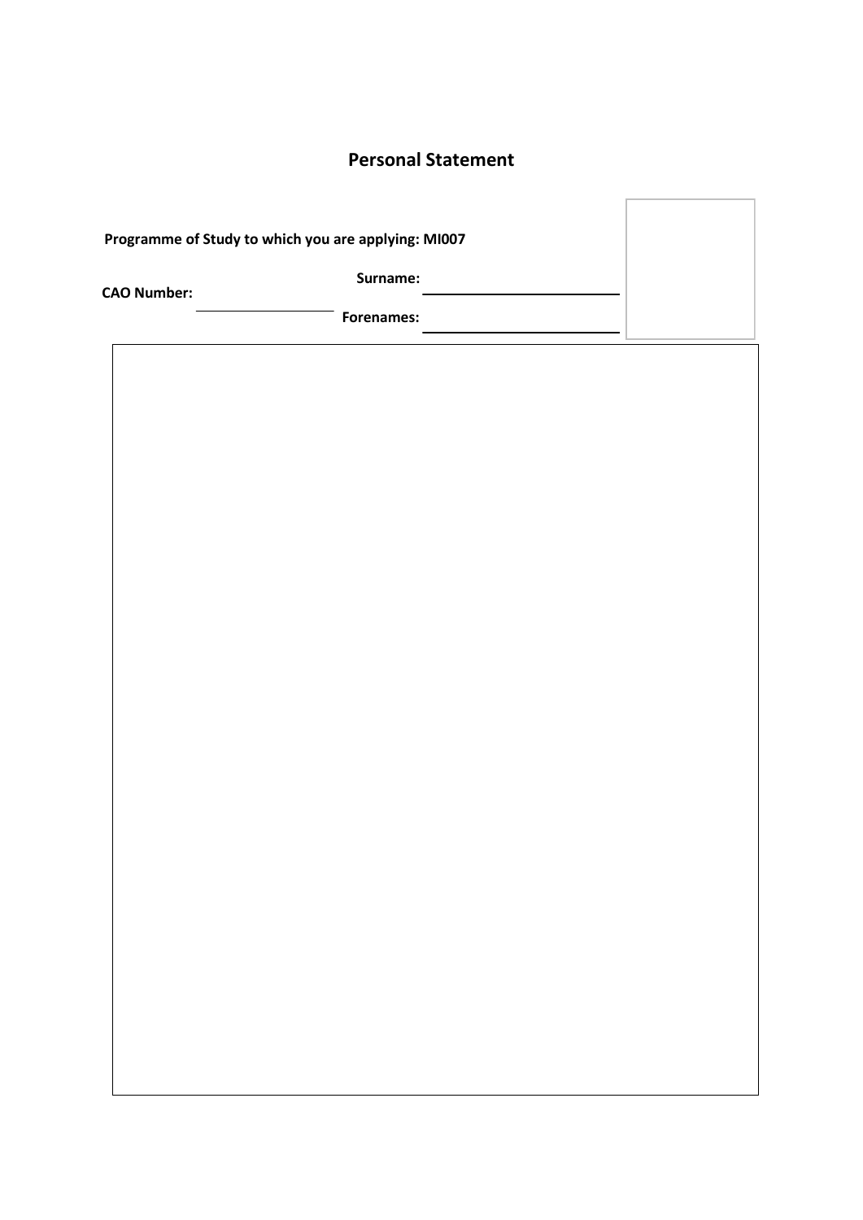## Personal Statement

**Programme of Study to which you are applying: MI007**

**CAO Number:** ____________

**Surname:** ____________

**Forenames:** ____________